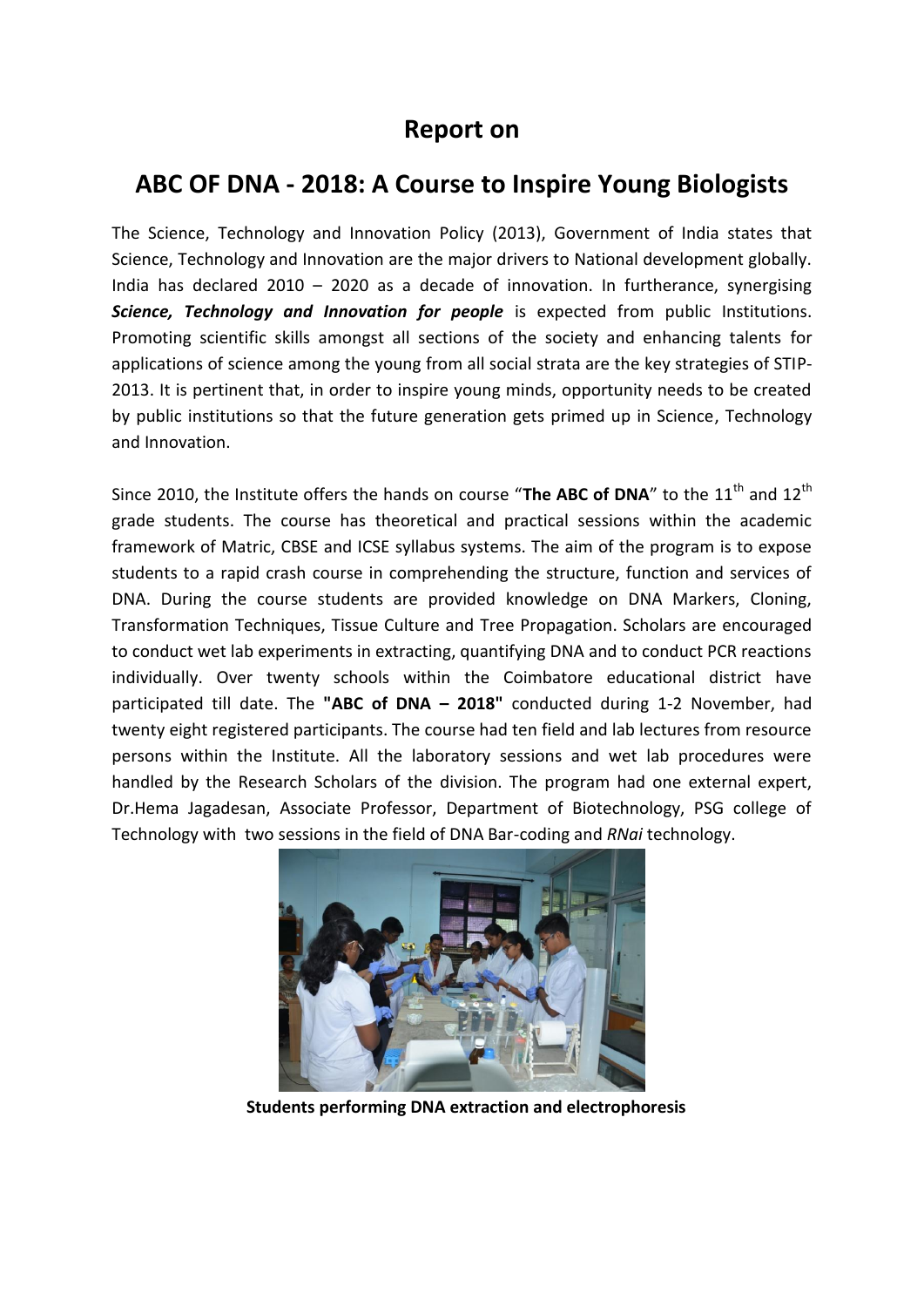# Report on

# ABC OF DNA - 2018: A Course to Inspire Young Biologists

The Science, Technology and Innovation Policy (2013), Government of India states that Science, Technology and Innovation are the major drivers to National development globally. India has declared 2010 – 2020 as a decade of innovation. In furtherance, synergising ***Science, Technology and Innovation for people*** is expected from public Institutions. Promoting scientific skills amongst all sections of the society and enhancing talents for applications of science among the young from all social strata are the key strategies of STIP-2013. It is pertinent that, in order to inspire young minds, opportunity needs to be created by public institutions so that the future generation gets primed up in Science, Technology and Innovation.

Since 2010, the Institute offers the hands on course "**The ABC of DNA**" to the 11th and 12th grade students. The course has theoretical and practical sessions within the academic framework of Matric, CBSE and ICSE syllabus systems. The aim of the program is to expose students to a rapid crash course in comprehending the structure, function and services of DNA. During the course students are provided knowledge on DNA Markers, Cloning, Transformation Techniques, Tissue Culture and Tree Propagation. Scholars are encouraged to conduct wet lab experiments in extracting, quantifying DNA and to conduct PCR reactions individually. Over twenty schools within the Coimbatore educational district have participated till date. The **"ABC of DNA – 2018"** conducted during 1-2 November, had twenty eight registered participants. The course had ten field and lab lectures from resource persons within the Institute. All the laboratory sessions and wet lab procedures were handled by the Research Scholars of the division. The program had one external expert, Dr.Hema Jagadesan, Associate Professor, Department of Biotechnology, PSG college of Technology with two sessions in the field of DNA Bar-coding and *RNai* technology.

**Students performing DNA extraction and electrophoresis**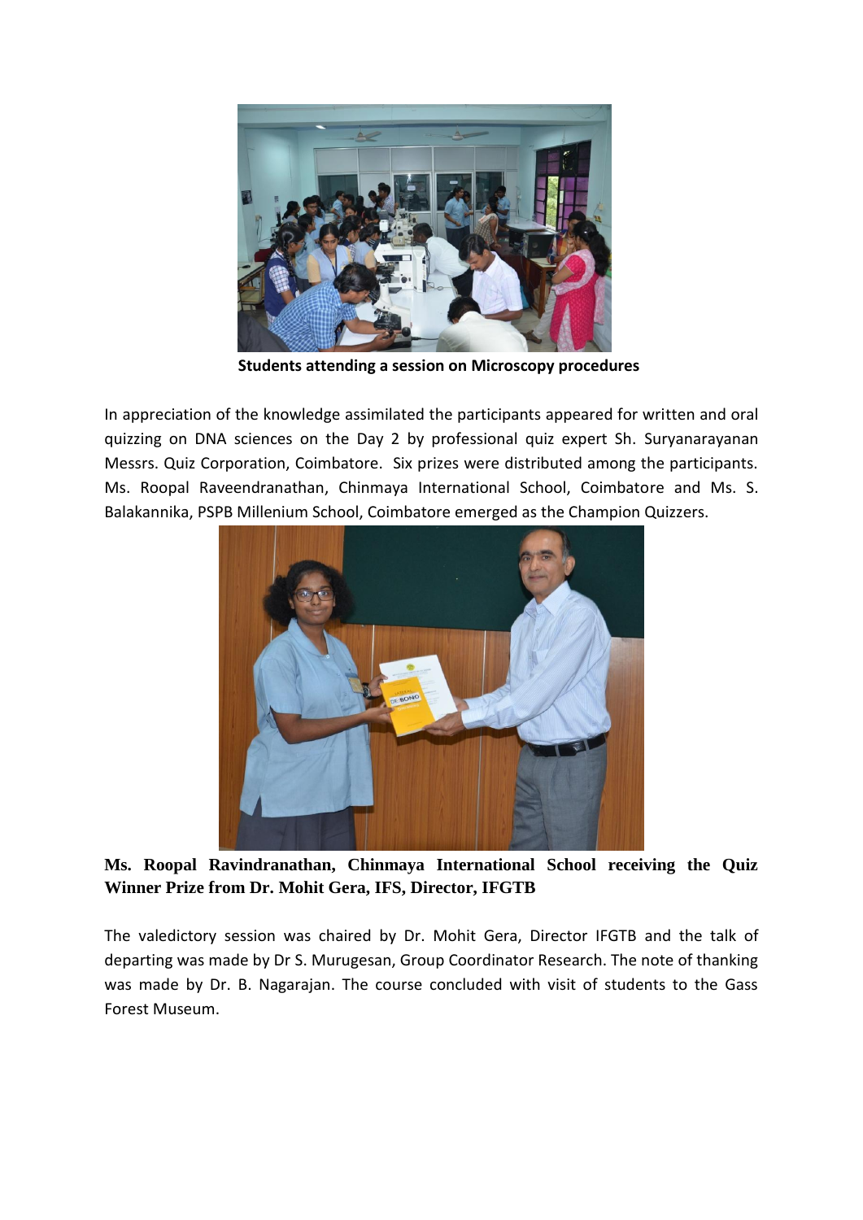**Students attending a session on Microscopy procedures**

In appreciation of the knowledge assimilated the participants appeared for written and oral quizzing on DNA sciences on the Day 2 by professional quiz expert Sh. Suryanarayanan Messrs. Quiz Corporation, Coimbatore. Six prizes were distributed among the participants. Ms. Roopal Raveendranathan, Chinmaya International School, Coimbatore and Ms. S. Balakannika, PSPB Millenium School, Coimbatore emerged as the Champion Quizzers.

**Ms. Roopal Ravindranathan, Chinmaya International School receiving the Quiz Winner Prize from Dr. Mohit Gera, IFS, Director, IFGTB**

The valedictory session was chaired by Dr. Mohit Gera, Director IFGTB and the talk of departing was made by Dr S. Murugesan, Group Coordinator Research. The note of thanking was made by Dr. B. Nagarajan. The course concluded with visit of students to the Gass Forest Museum.